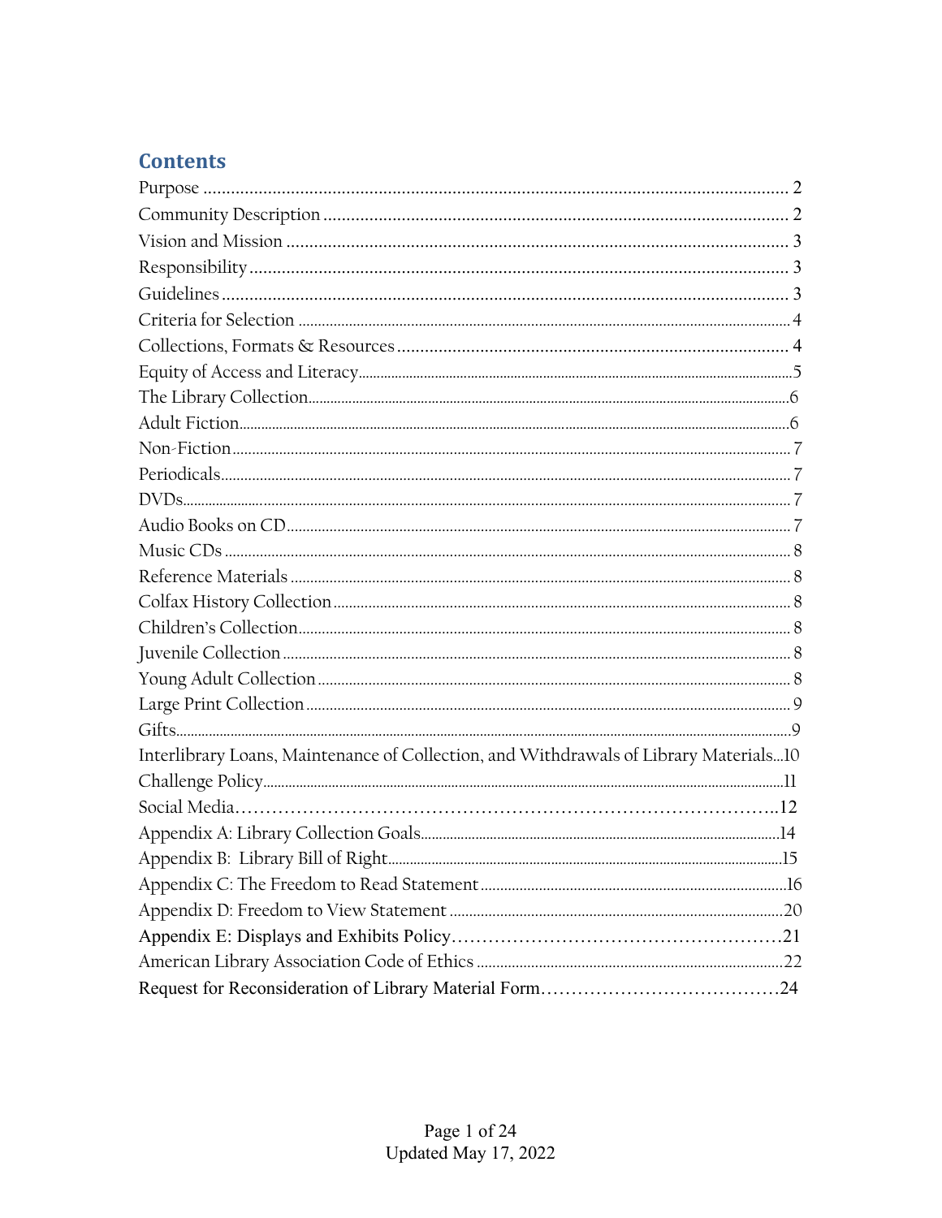## Contents

- Purpose ..... 2
- Community Description ..... 2
- Vision and Mission ..... 3
- Responsibility ..... 3
- Guidelines ..... 3
- Criteria for Selection ..... 4
- Collections, Formats & Resources ..... 4
- Equity of Access and Literacy ..... 5
- The Library Collection ..... 6
- Adult Fiction ..... 6
- Non-Fiction ..... 7
- Periodicals ..... 7
- DVDs ..... 7
- Audio Books on CD ..... 7
- Music CDs ..... 8
- Reference Materials ..... 8
- Colfax History Collection ..... 8
- Children's Collection ..... 8
- Juvenile Collection ..... 8
- Young Adult Collection ..... 8
- Large Print Collection ..... 9
- Gifts ..... 9
- Interlibrary Loans, Maintenance of Collection, and Withdrawals of Library Materials ..... 10
- Challenge Policy ..... 11
- Social Media ..... 12
- Appendix A: Library Collection Goals ..... 14
- Appendix B: Library Bill of Right ..... 15
- Appendix C: The Freedom to Read Statement ..... 16
- Appendix D: Freedom to View Statement ..... 20
- Appendix E: Displays and Exhibits Policy ..... 21
- American Library Association Code of Ethics ..... 22
- Request for Reconsideration of Library Material Form ..... 24

Updated May 17, 2022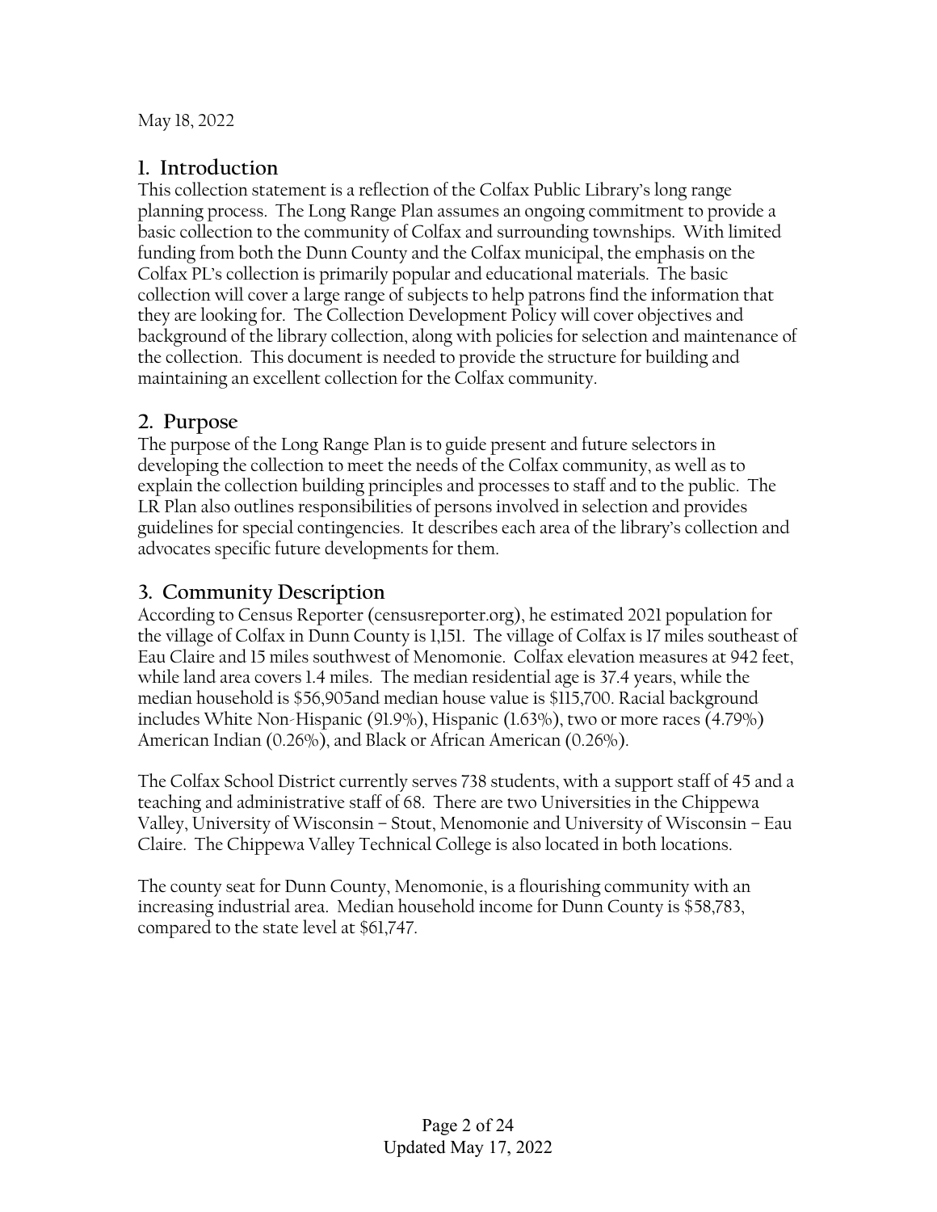May 18, 2022

## 1. Introduction

This collection statement is a reflection of the Colfax Public Library's long range planning process. The Long Range Plan assumes an ongoing commitment to provide a basic collection to the community of Colfax and surrounding townships. With limited funding from both the Dunn County and the Colfax municipal, the emphasis on the Colfax PL's collection is primarily popular and educational materials. The basic collection will cover a large range of subjects to help patrons find the information that they are looking for. The Collection Development Policy will cover objectives and background of the library collection, along with policies for selection and maintenance of the collection. This document is needed to provide the structure for building and maintaining an excellent collection for the Colfax community.

## 2. Purpose

The purpose of the Long Range Plan is to guide present and future selectors in developing the collection to meet the needs of the Colfax community, as well as to explain the collection building principles and processes to staff and to the public. The LR Plan also outlines responsibilities of persons involved in selection and provides guidelines for special contingencies. It describes each area of the library's collection and advocates specific future developments for them.

## 3. Community Description

According to Census Reporter (censusreporter.org), he estimated 2021 population for the village of Colfax in Dunn County is 1,151. The village of Colfax is 17 miles southeast of Eau Claire and 15 miles southwest of Menomonie. Colfax elevation measures at 942 feet, while land area covers 1.4 miles. The median residential age is 37.4 years, while the median household is $56,905and median house value is $115,700. Racial background includes White Non-Hispanic (91.9%), Hispanic (1.63%), two or more races (4.79%) American Indian (0.26%), and Black or African American (0.26%).

The Colfax School District currently serves 738 students, with a support staff of 45 and a teaching and administrative staff of 68. There are two Universities in the Chippewa Valley, University of Wisconsin – Stout, Menomonie and University of Wisconsin – Eau Claire. The Chippewa Valley Technical College is also located in both locations.

The county seat for Dunn County, Menomonie, is a flourishing community with an increasing industrial area. Median household income for Dunn County is $58,783, compared to the state level at $61,747.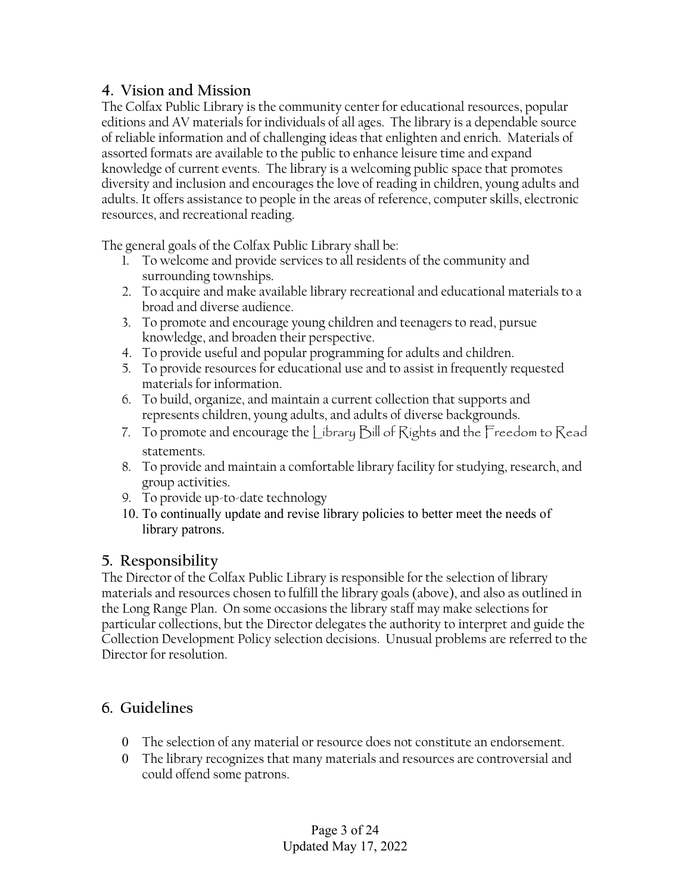## 4. Vision and Mission

The Colfax Public Library is the community center for educational resources, popular editions and AV materials for individuals of all ages. The library is a dependable source of reliable information and of challenging ideas that enlighten and enrich. Materials of assorted formats are available to the public to enhance leisure time and expand knowledge of current events. The library is a welcoming public space that promotes diversity and inclusion and encourages the love of reading in children, young adults and adults. It offers assistance to people in the areas of reference, computer skills, electronic resources, and recreational reading.

The general goals of the Colfax Public Library shall be:

1. To welcome and provide services to all residents of the community and surrounding townships.
2. To acquire and make available library recreational and educational materials to a broad and diverse audience.
3. To promote and encourage young children and teenagers to read, pursue knowledge, and broaden their perspective.
4. To provide useful and popular programming for adults and children.
5. To provide resources for educational use and to assist in frequently requested materials for information.
6. To build, organize, and maintain a current collection that supports and represents children, young adults, and adults of diverse backgrounds.
7. To promote and encourage the Library Bill of Rights and the Freedom to Read statements.
8. To provide and maintain a comfortable library facility for studying, research, and group activities.
9. To provide up-to-date technology
10. To continually update and revise library policies to better meet the needs of library patrons.

## 5. Responsibility

The Director of the Colfax Public Library is responsible for the selection of library materials and resources chosen to fulfill the library goals (above), and also as outlined in the Long Range Plan. On some occasions the library staff may make selections for particular collections, but the Director delegates the authority to interpret and guide the Collection Development Policy selection decisions. Unusual problems are referred to the Director for resolution.

## 6. Guidelines

- The selection of any material or resource does not constitute an endorsement.
- The library recognizes that many materials and resources are controversial and could offend some patrons.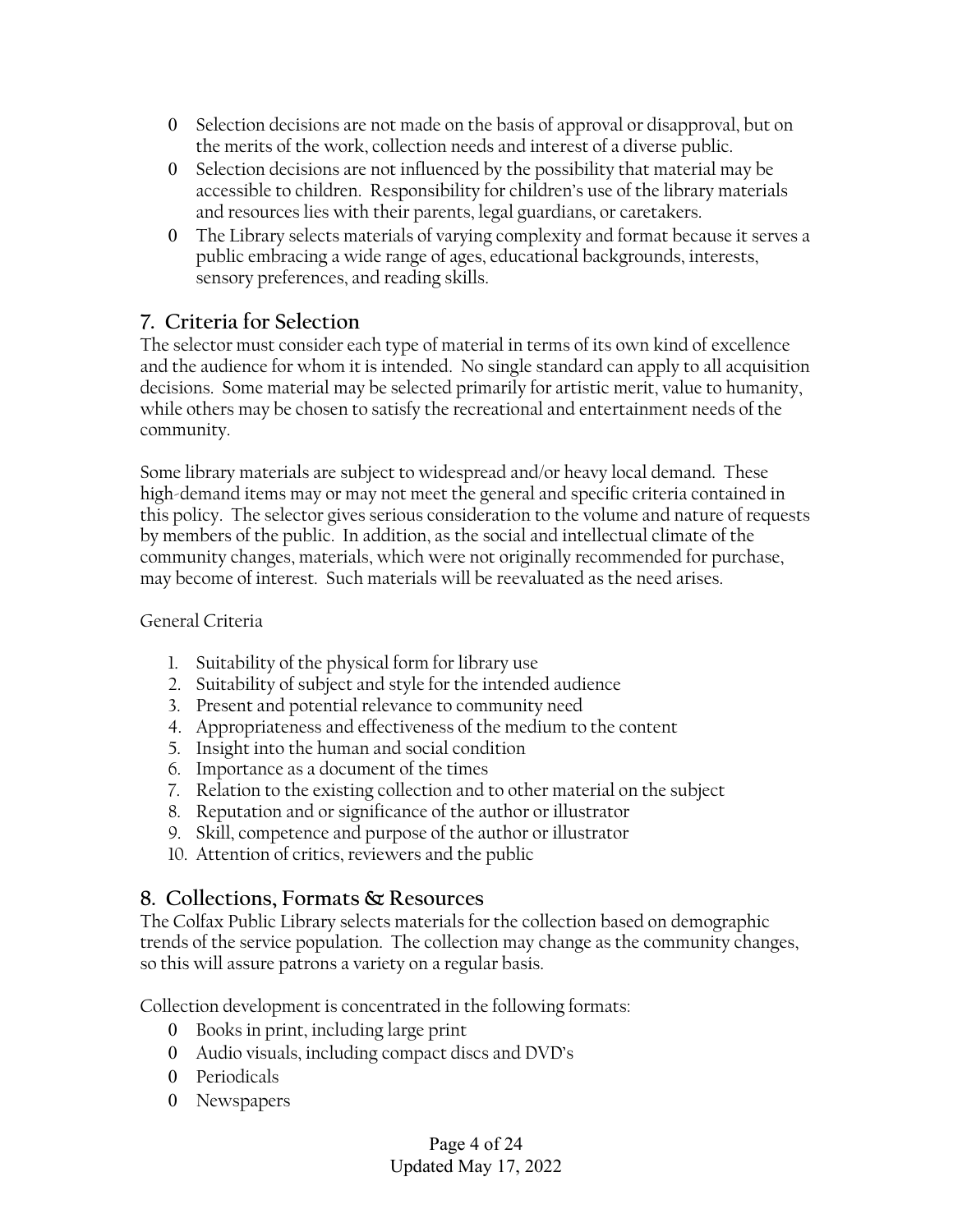- Selection decisions are not made on the basis of approval or disapproval, but on the merits of the work, collection needs and interest of a diverse public.
- Selection decisions are not influenced by the possibility that material may be accessible to children. Responsibility for children's use of the library materials and resources lies with their parents, legal guardians, or caretakers.
- The Library selects materials of varying complexity and format because it serves a public embracing a wide range of ages, educational backgrounds, interests, sensory preferences, and reading skills.

## 7. Criteria for Selection

The selector must consider each type of material in terms of its own kind of excellence and the audience for whom it is intended. No single standard can apply to all acquisition decisions. Some material may be selected primarily for artistic merit, value to humanity, while others may be chosen to satisfy the recreational and entertainment needs of the community.

Some library materials are subject to widespread and/or heavy local demand. These high-demand items may or may not meet the general and specific criteria contained in this policy. The selector gives serious consideration to the volume and nature of requests by members of the public. In addition, as the social and intellectual climate of the community changes, materials, which were not originally recommended for purchase, may become of interest. Such materials will be reevaluated as the need arises.

General Criteria

1. Suitability of the physical form for library use
2. Suitability of subject and style for the intended audience
3. Present and potential relevance to community need
4. Appropriateness and effectiveness of the medium to the content
5. Insight into the human and social condition
6. Importance as a document of the times
7. Relation to the existing collection and to other material on the subject
8. Reputation and or significance of the author or illustrator
9. Skill, competence and purpose of the author or illustrator
10. Attention of critics, reviewers and the public

## 8. Collections, Formats & Resources

The Colfax Public Library selects materials for the collection based on demographic trends of the service population. The collection may change as the community changes, so this will assure patrons a variety on a regular basis.

Collection development is concentrated in the following formats:

- Books in print, including large print
- Audio visuals, including compact discs and DVD's
- Periodicals
- Newspapers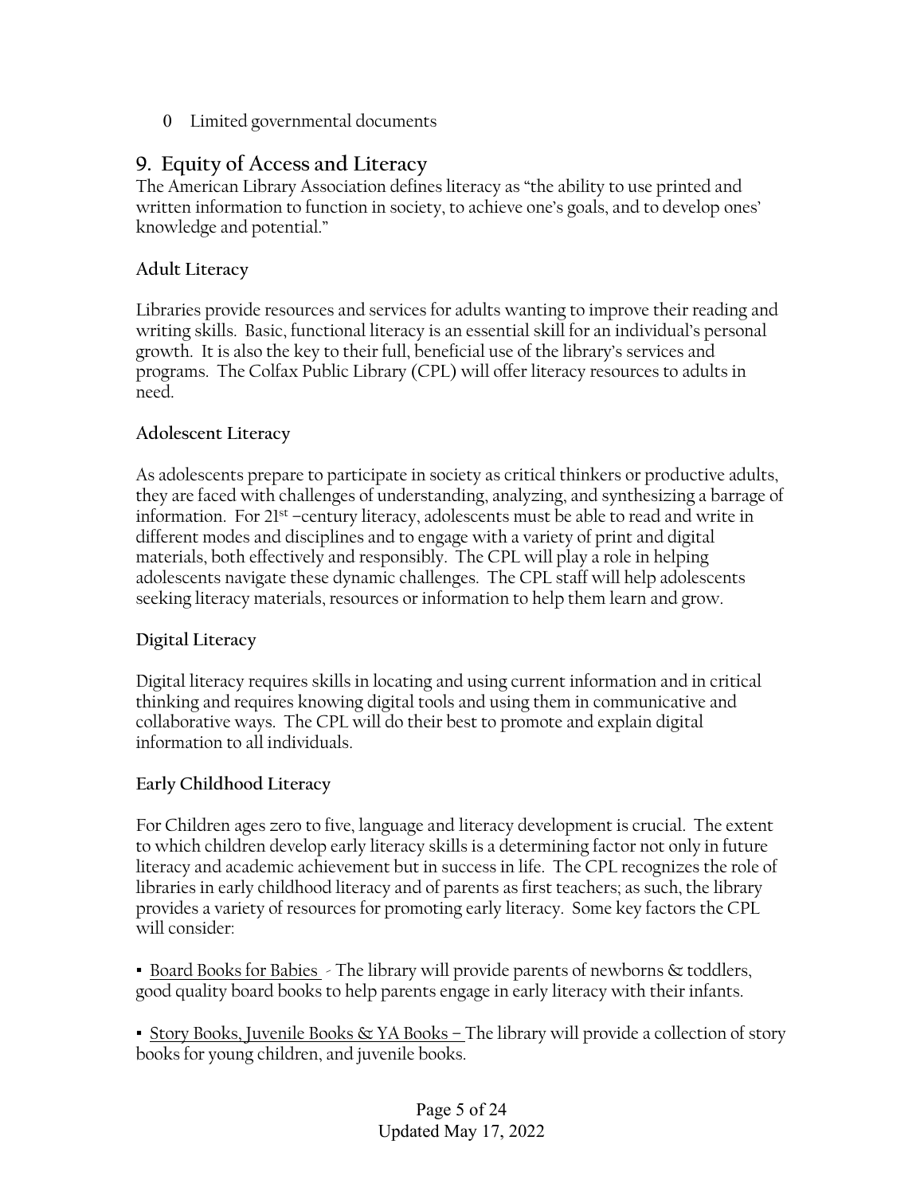0 Limited governmental documents

## 9. Equity of Access and Literacy

The American Library Association defines literacy as "the ability to use printed and written information to function in society, to achieve one's goals, and to develop ones' knowledge and potential."

### Adult Literacy

Libraries provide resources and services for adults wanting to improve their reading and writing skills. Basic, functional literacy is an essential skill for an individual's personal growth. It is also the key to their full, beneficial use of the library's services and programs. The Colfax Public Library (CPL) will offer literacy resources to adults in need.

### Adolescent Literacy

As adolescents prepare to participate in society as critical thinkers or productive adults, they are faced with challenges of understanding, analyzing, and synthesizing a barrage of information. For 21st –century literacy, adolescents must be able to read and write in different modes and disciplines and to engage with a variety of print and digital materials, both effectively and responsibly. The CPL will play a role in helping adolescents navigate these dynamic challenges. The CPL staff will help adolescents seeking literacy materials, resources or information to help them learn and grow.

### Digital Literacy

Digital literacy requires skills in locating and using current information and in critical thinking and requires knowing digital tools and using them in communicative and collaborative ways. The CPL will do their best to promote and explain digital information to all individuals.

### Early Childhood Literacy

For Children ages zero to five, language and literacy development is crucial. The extent to which children develop early literacy skills is a determining factor not only in future literacy and academic achievement but in success in life. The CPL recognizes the role of libraries in early childhood literacy and of parents as first teachers; as such, the library provides a variety of resources for promoting early literacy. Some key factors the CPL will consider:

- Board Books for Babies - The library will provide parents of newborns & toddlers, good quality board books to help parents engage in early literacy with their infants.

- Story Books, Juvenile Books & YA Books – The library will provide a collection of story books for young children, and juvenile books.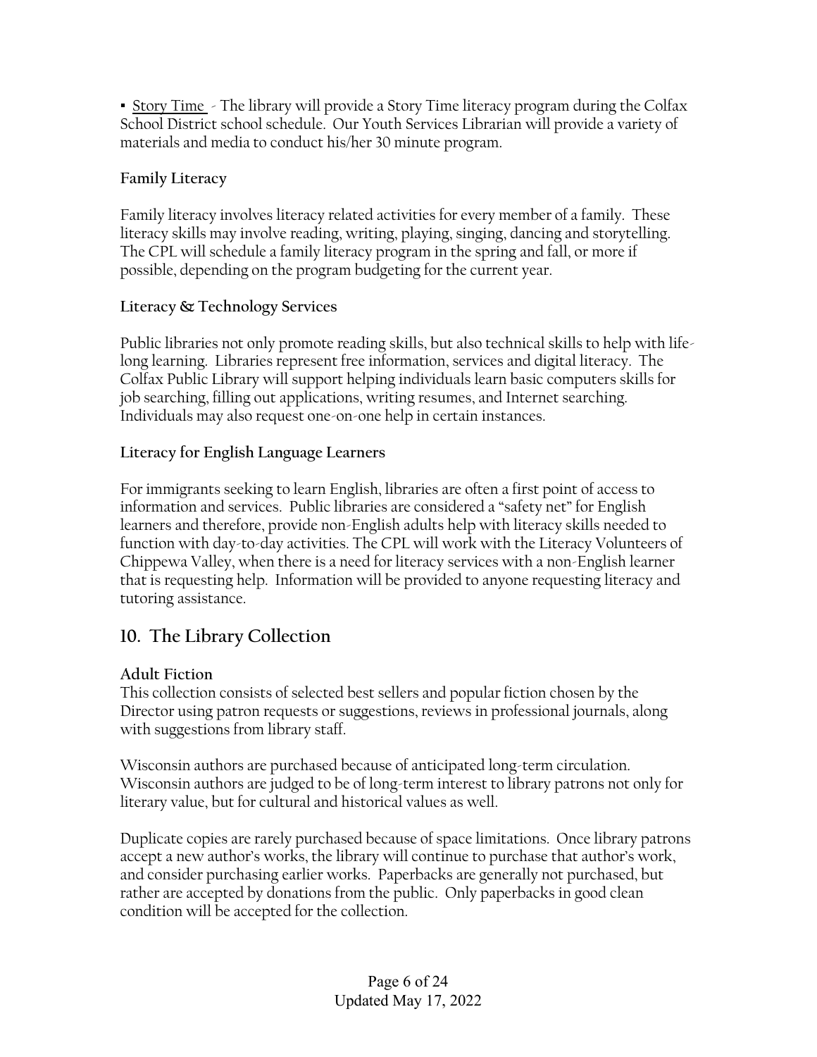- Story Time - The library will provide a Story Time literacy program during the Colfax School District school schedule. Our Youth Services Librarian will provide a variety of materials and media to conduct his/her 30 minute program.

### Family Literacy

Family literacy involves literacy related activities for every member of a family. These literacy skills may involve reading, writing, playing, singing, dancing and storytelling. The CPL will schedule a family literacy program in the spring and fall, or more if possible, depending on the program budgeting for the current year.

### Literacy & Technology Services

Public libraries not only promote reading skills, but also technical skills to help with life-long learning. Libraries represent free information, services and digital literacy. The Colfax Public Library will support helping individuals learn basic computers skills for job searching, filling out applications, writing resumes, and Internet searching. Individuals may also request one-on-one help in certain instances.

### Literacy for English Language Learners

For immigrants seeking to learn English, libraries are often a first point of access to information and services. Public libraries are considered a "safety net" for English learners and therefore, provide non-English adults help with literacy skills needed to function with day-to-day activities. The CPL will work with the Literacy Volunteers of Chippewa Valley, when there is a need for literacy services with a non-English learner that is requesting help. Information will be provided to anyone requesting literacy and tutoring assistance.

## 10. The Library Collection

### Adult Fiction

This collection consists of selected best sellers and popular fiction chosen by the Director using patron requests or suggestions, reviews in professional journals, along with suggestions from library staff.

Wisconsin authors are purchased because of anticipated long-term circulation. Wisconsin authors are judged to be of long-term interest to library patrons not only for literary value, but for cultural and historical values as well.

Duplicate copies are rarely purchased because of space limitations. Once library patrons accept a new author's works, the library will continue to purchase that author's work, and consider purchasing earlier works. Paperbacks are generally not purchased, but rather are accepted by donations from the public. Only paperbacks in good clean condition will be accepted for the collection.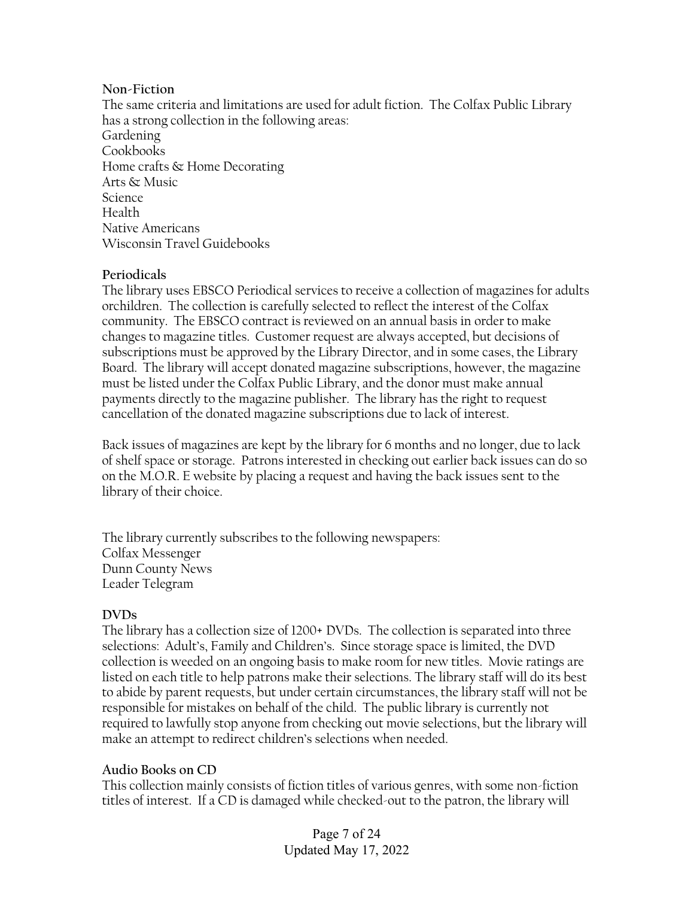**Non-Fiction**

The same criteria and limitations are used for adult fiction. The Colfax Public Library has a strong collection in the following areas:

Gardening
Cookbooks
Home crafts & Home Decorating
Arts & Music
Science
Health
Native Americans
Wisconsin Travel Guidebooks

**Periodicals**

The library uses EBSCO Periodical services to receive a collection of magazines for adults orchildren. The collection is carefully selected to reflect the interest of the Colfax community. The EBSCO contract is reviewed on an annual basis in order to make changes to magazine titles. Customer request are always accepted, but decisions of subscriptions must be approved by the Library Director, and in some cases, the Library Board. The library will accept donated magazine subscriptions, however, the magazine must be listed under the Colfax Public Library, and the donor must make annual payments directly to the magazine publisher. The library has the right to request cancellation of the donated magazine subscriptions due to lack of interest.

Back issues of magazines are kept by the library for 6 months and no longer, due to lack of shelf space or storage. Patrons interested in checking out earlier back issues can do so on the M.O.R. E website by placing a request and having the back issues sent to the library of their choice.

The library currently subscribes to the following newspapers:

Colfax Messenger
Dunn County News
Leader Telegram

**DVDs**

The library has a collection size of 1200+ DVDs. The collection is separated into three selections: Adult's, Family and Children's. Since storage space is limited, the DVD collection is weeded on an ongoing basis to make room for new titles. Movie ratings are listed on each title to help patrons make their selections. The library staff will do its best to abide by parent requests, but under certain circumstances, the library staff will not be responsible for mistakes on behalf of the child. The public library is currently not required to lawfully stop anyone from checking out movie selections, but the library will make an attempt to redirect children's selections when needed.

**Audio Books on CD**

This collection mainly consists of fiction titles of various genres, with some non-fiction titles of interest. If a CD is damaged while checked-out to the patron, the library will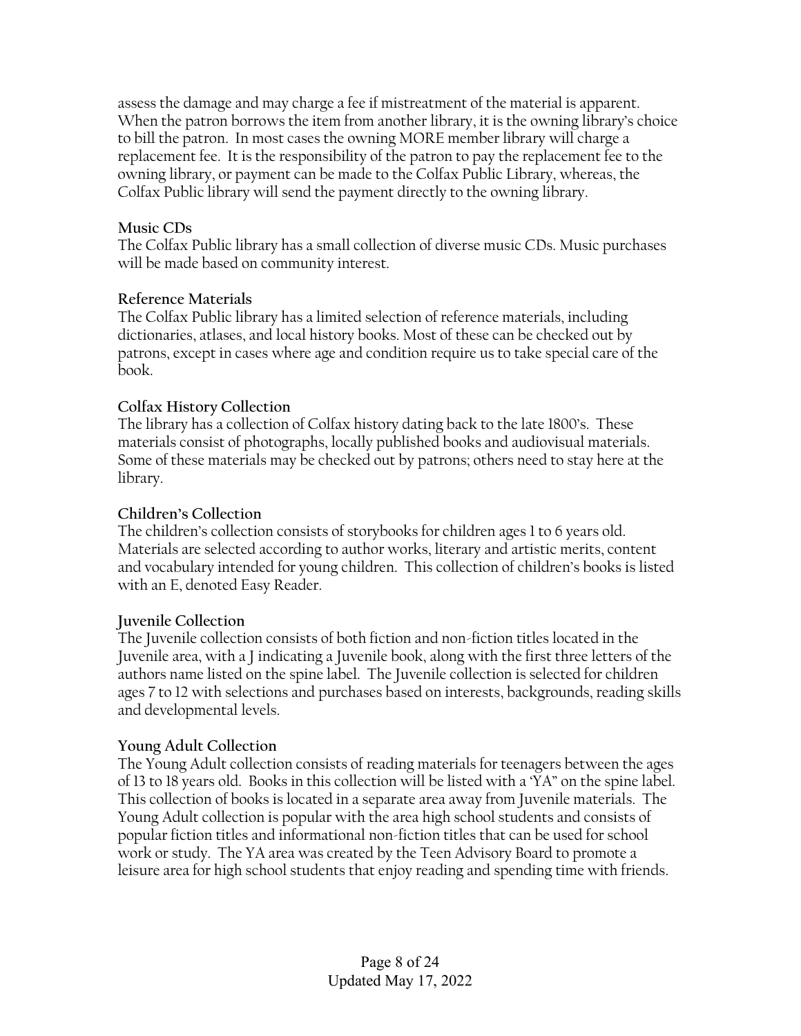assess the damage and may charge a fee if mistreatment of the material is apparent. When the patron borrows the item from another library, it is the owning library's choice to bill the patron. In most cases the owning MORE member library will charge a replacement fee. It is the responsibility of the patron to pay the replacement fee to the owning library, or payment can be made to the Colfax Public Library, whereas, the Colfax Public library will send the payment directly to the owning library.

### Music CDs

The Colfax Public library has a small collection of diverse music CDs. Music purchases will be made based on community interest.

### Reference Materials

The Colfax Public library has a limited selection of reference materials, including dictionaries, atlases, and local history books. Most of these can be checked out by patrons, except in cases where age and condition require us to take special care of the book.

### Colfax History Collection

The library has a collection of Colfax history dating back to the late 1800's. These materials consist of photographs, locally published books and audiovisual materials. Some of these materials may be checked out by patrons; others need to stay here at the library.

### Children's Collection

The children's collection consists of storybooks for children ages 1 to 6 years old. Materials are selected according to author works, literary and artistic merits, content and vocabulary intended for young children. This collection of children's books is listed with an E, denoted Easy Reader.

### Juvenile Collection

The Juvenile collection consists of both fiction and non-fiction titles located in the Juvenile area, with a J indicating a Juvenile book, along with the first three letters of the authors name listed on the spine label. The Juvenile collection is selected for children ages 7 to 12 with selections and purchases based on interests, backgrounds, reading skills and developmental levels.

### Young Adult Collection

The Young Adult collection consists of reading materials for teenagers between the ages of 13 to 18 years old. Books in this collection will be listed with a 'YA" on the spine label. This collection of books is located in a separate area away from Juvenile materials. The Young Adult collection is popular with the area high school students and consists of popular fiction titles and informational non-fiction titles that can be used for school work or study. The YA area was created by the Teen Advisory Board to promote a leisure area for high school students that enjoy reading and spending time with friends.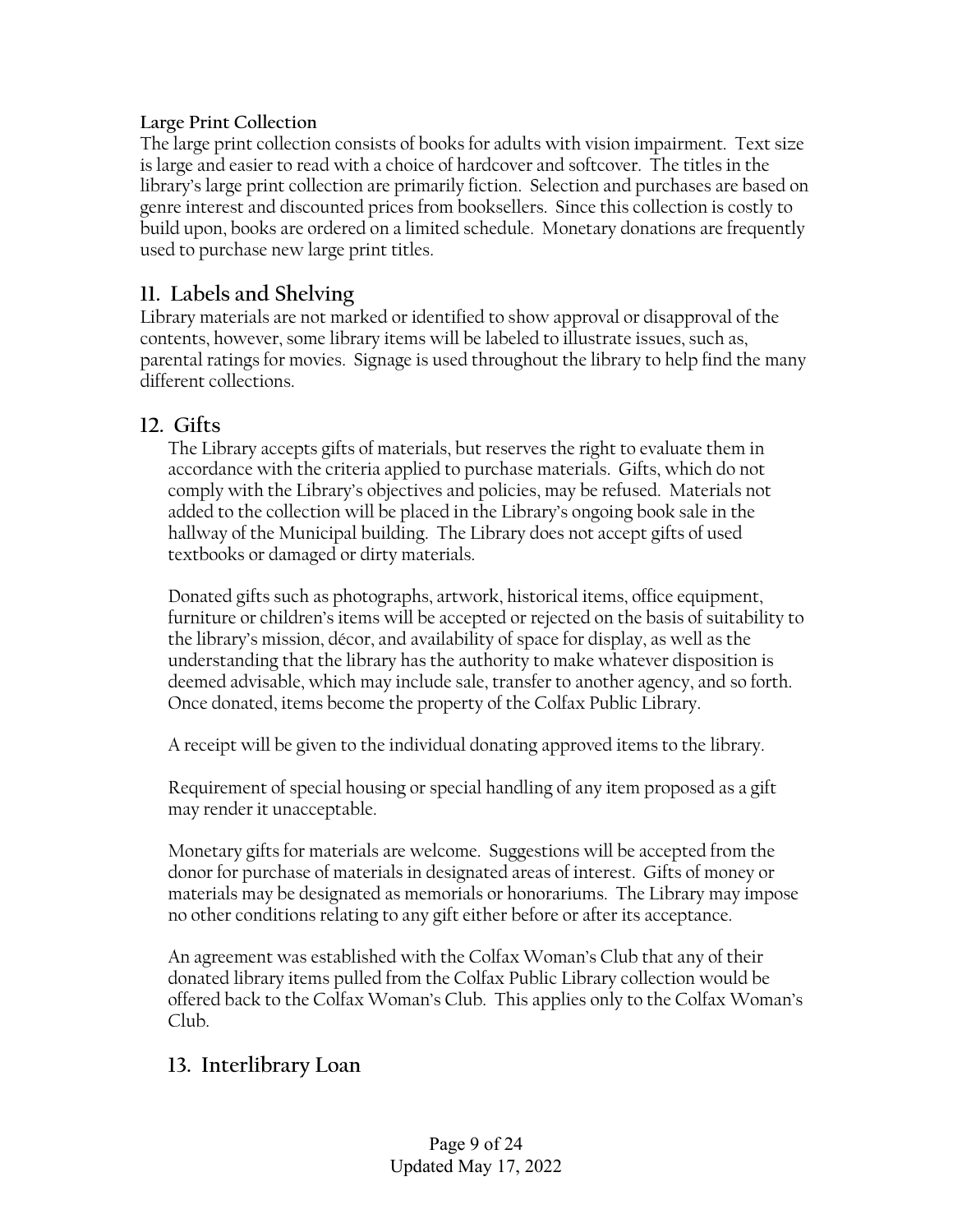**Large Print Collection**

The large print collection consists of books for adults with vision impairment. Text size is large and easier to read with a choice of hardcover and softcover. The titles in the library's large print collection are primarily fiction. Selection and purchases are based on genre interest and discounted prices from booksellers. Since this collection is costly to build upon, books are ordered on a limited schedule. Monetary donations are frequently used to purchase new large print titles.

## 11. Labels and Shelving

Library materials are not marked or identified to show approval or disapproval of the contents, however, some library items will be labeled to illustrate issues, such as, parental ratings for movies. Signage is used throughout the library to help find the many different collections.

## 12. Gifts

The Library accepts gifts of materials, but reserves the right to evaluate them in accordance with the criteria applied to purchase materials. Gifts, which do not comply with the Library's objectives and policies, may be refused. Materials not added to the collection will be placed in the Library's ongoing book sale in the hallway of the Municipal building. The Library does not accept gifts of used textbooks or damaged or dirty materials.

Donated gifts such as photographs, artwork, historical items, office equipment, furniture or children's items will be accepted or rejected on the basis of suitability to the library's mission, décor, and availability of space for display, as well as the understanding that the library has the authority to make whatever disposition is deemed advisable, which may include sale, transfer to another agency, and so forth. Once donated, items become the property of the Colfax Public Library.

A receipt will be given to the individual donating approved items to the library.

Requirement of special housing or special handling of any item proposed as a gift may render it unacceptable.

Monetary gifts for materials are welcome. Suggestions will be accepted from the donor for purchase of materials in designated areas of interest. Gifts of money or materials may be designated as memorials or honorariums. The Library may impose no other conditions relating to any gift either before or after its acceptance.

An agreement was established with the Colfax Woman's Club that any of their donated library items pulled from the Colfax Public Library collection would be offered back to the Colfax Woman's Club. This applies only to the Colfax Woman's Club.

## 13. Interlibrary Loan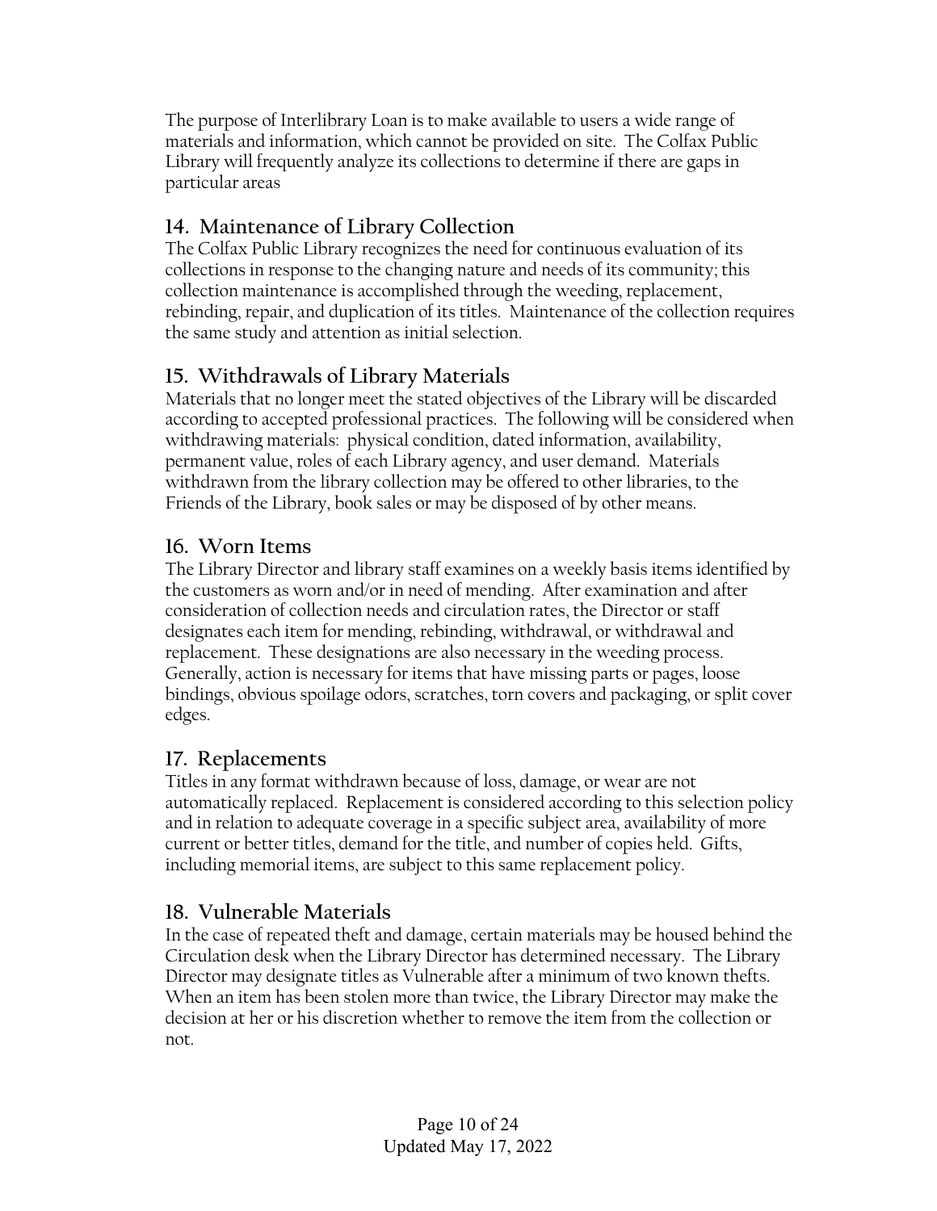The purpose of Interlibrary Loan is to make available to users a wide range of materials and information, which cannot be provided on site. The Colfax Public Library will frequently analyze its collections to determine if there are gaps in particular areas

## 14. Maintenance of Library Collection

The Colfax Public Library recognizes the need for continuous evaluation of its collections in response to the changing nature and needs of its community; this collection maintenance is accomplished through the weeding, replacement, rebinding, repair, and duplication of its titles. Maintenance of the collection requires the same study and attention as initial selection.

## 15. Withdrawals of Library Materials

Materials that no longer meet the stated objectives of the Library will be discarded according to accepted professional practices. The following will be considered when withdrawing materials: physical condition, dated information, availability, permanent value, roles of each Library agency, and user demand. Materials withdrawn from the library collection may be offered to other libraries, to the Friends of the Library, book sales or may be disposed of by other means.

## 16. Worn Items

The Library Director and library staff examines on a weekly basis items identified by the customers as worn and/or in need of mending. After examination and after consideration of collection needs and circulation rates, the Director or staff designates each item for mending, rebinding, withdrawal, or withdrawal and replacement. These designations are also necessary in the weeding process. Generally, action is necessary for items that have missing parts or pages, loose bindings, obvious spoilage odors, scratches, torn covers and packaging, or split cover edges.

## 17. Replacements

Titles in any format withdrawn because of loss, damage, or wear are not automatically replaced. Replacement is considered according to this selection policy and in relation to adequate coverage in a specific subject area, availability of more current or better titles, demand for the title, and number of copies held. Gifts, including memorial items, are subject to this same replacement policy.

## 18. Vulnerable Materials

In the case of repeated theft and damage, certain materials may be housed behind the Circulation desk when the Library Director has determined necessary. The Library Director may designate titles as Vulnerable after a minimum of two known thefts. When an item has been stolen more than twice, the Library Director may make the decision at her or his discretion whether to remove the item from the collection or not.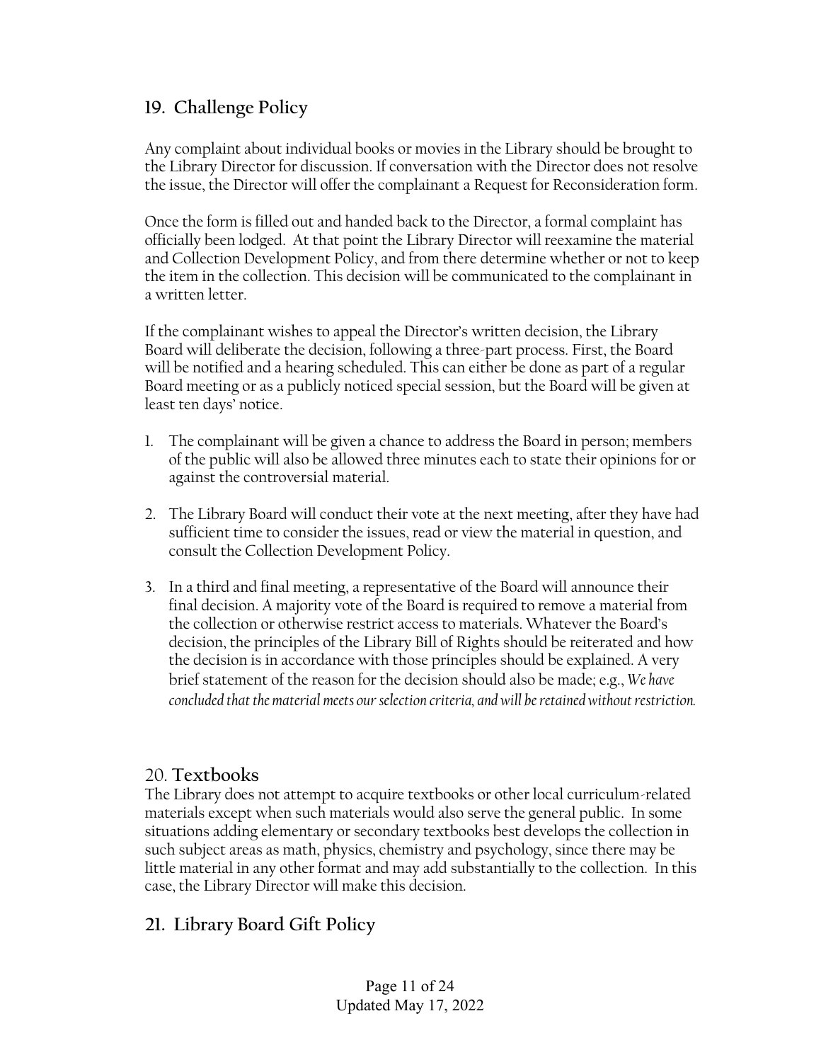## 19. Challenge Policy

Any complaint about individual books or movies in the Library should be brought to the Library Director for discussion. If conversation with the Director does not resolve the issue, the Director will offer the complainant a Request for Reconsideration form.

Once the form is filled out and handed back to the Director, a formal complaint has officially been lodged. At that point the Library Director will reexamine the material and Collection Development Policy, and from there determine whether or not to keep the item in the collection. This decision will be communicated to the complainant in a written letter.

If the complainant wishes to appeal the Director's written decision, the Library Board will deliberate the decision, following a three-part process. First, the Board will be notified and a hearing scheduled. This can either be done as part of a regular Board meeting or as a publicly noticed special session, but the Board will be given at least ten days' notice.

1. The complainant will be given a chance to address the Board in person; members of the public will also be allowed three minutes each to state their opinions for or against the controversial material.

2. The Library Board will conduct their vote at the next meeting, after they have had sufficient time to consider the issues, read or view the material in question, and consult the Collection Development Policy.

3. In a third and final meeting, a representative of the Board will announce their final decision. A majority vote of the Board is required to remove a material from the collection or otherwise restrict access to materials. Whatever the Board's decision, the principles of the Library Bill of Rights should be reiterated and how the decision is in accordance with those principles should be explained. A very brief statement of the reason for the decision should also be made; e.g., *We have concluded that the material meets our selection criteria, and will be retained without restriction.*

## 20. Textbooks

The Library does not attempt to acquire textbooks or other local curriculum-related materials except when such materials would also serve the general public. In some situations adding elementary or secondary textbooks best develops the collection in such subject areas as math, physics, chemistry and psychology, since there may be little material in any other format and may add substantially to the collection. In this case, the Library Director will make this decision.

## 21. Library Board Gift Policy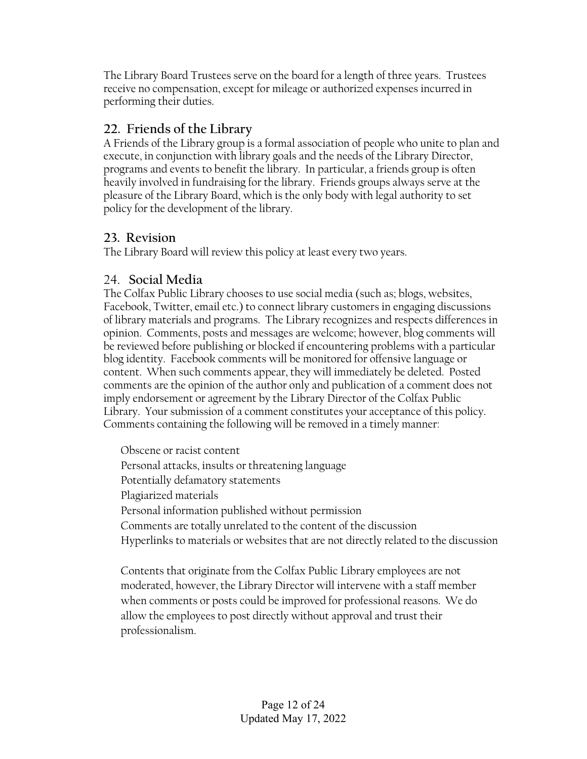The Library Board Trustees serve on the board for a length of three years. Trustees receive no compensation, except for mileage or authorized expenses incurred in performing their duties.

## 22. Friends of the Library

A Friends of the Library group is a formal association of people who unite to plan and execute, in conjunction with library goals and the needs of the Library Director, programs and events to benefit the library. In particular, a friends group is often heavily involved in fundraising for the library. Friends groups always serve at the pleasure of the Library Board, which is the only body with legal authority to set policy for the development of the library.

## 23. Revision

The Library Board will review this policy at least every two years.

## 24. Social Media

The Colfax Public Library chooses to use social media (such as; blogs, websites, Facebook, Twitter, email etc.) to connect library customers in engaging discussions of library materials and programs. The Library recognizes and respects differences in opinion. Comments, posts and messages are welcome; however, blog comments will be reviewed before publishing or blocked if encountering problems with a particular blog identity. Facebook comments will be monitored for offensive language or content. When such comments appear, they will immediately be deleted. Posted comments are the opinion of the author only and publication of a comment does not imply endorsement or agreement by the Library Director of the Colfax Public Library. Your submission of a comment constitutes your acceptance of this policy. Comments containing the following will be removed in a timely manner:

- Obscene or racist content
- Personal attacks, insults or threatening language
- Potentially defamatory statements
- Plagiarized materials
- Personal information published without permission
- Comments are totally unrelated to the content of the discussion
- Hyperlinks to materials or websites that are not directly related to the discussion

Contents that originate from the Colfax Public Library employees are not moderated, however, the Library Director will intervene with a staff member when comments or posts could be improved for professional reasons. We do allow the employees to post directly without approval and trust their professionalism.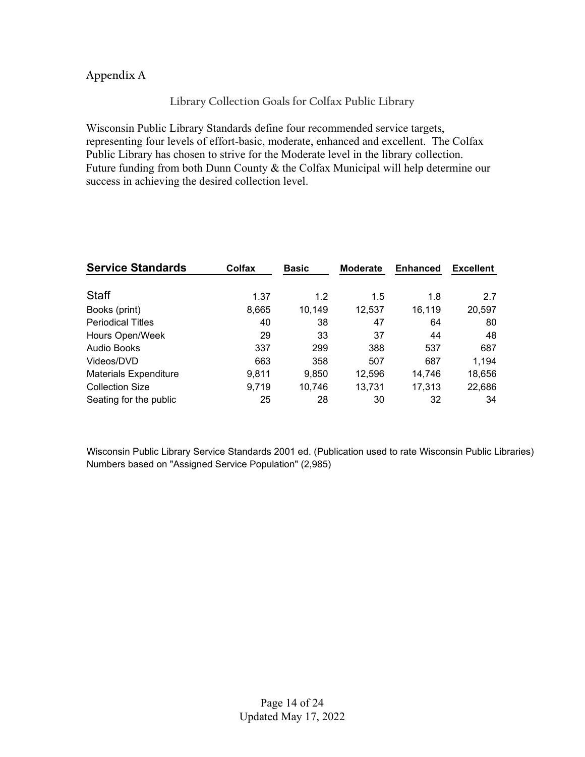## Appendix A

### Library Collection Goals for Colfax Public Library

Wisconsin Public Library Standards define four recommended service targets, representing four levels of effort-basic, moderate, enhanced and excellent. The Colfax Public Library has chosen to strive for the Moderate level in the library collection. Future funding from both Dunn County & the Colfax Municipal will help determine our success in achieving the desired collection level.

| Service Standards | Colfax | Basic | Moderate | Enhanced | Excellent |
|---|---|---|---|---|---|
| Staff | 1.37 | 1.2 | 1.5 | 1.8 | 2.7 |
| Books (print) | 8,665 | 10,149 | 12,537 | 16,119 | 20,597 |
| Periodical Titles | 40 | 38 | 47 | 64 | 80 |
| Hours Open/Week | 29 | 33 | 37 | 44 | 48 |
| Audio Books | 337 | 299 | 388 | 537 | 687 |
| Videos/DVD | 663 | 358 | 507 | 687 | 1,194 |
| Materials Expenditure | 9,811 | 9,850 | 12,596 | 14,746 | 18,656 |
| Collection Size | 9,719 | 10,746 | 13,731 | 17,313 | 22,686 |
| Seating for the public | 25 | 28 | 30 | 32 | 34 |

Wisconsin Public Library Service Standards 2001 ed. (Publication used to rate Wisconsin Public Libraries)
Numbers based on "Assigned Service Population" (2,985)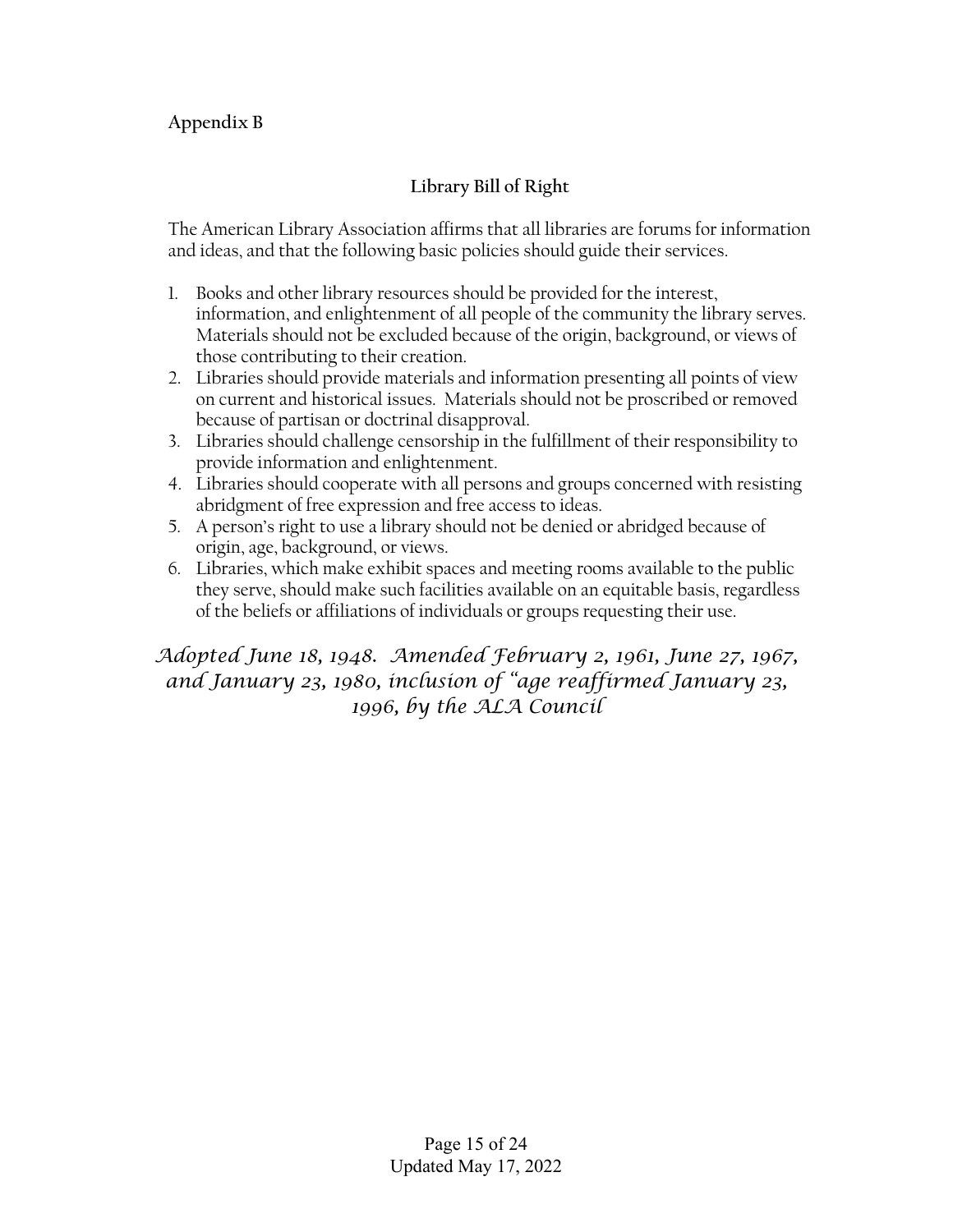**Appendix B**

## Library Bill of Right

The American Library Association affirms that all libraries are forums for information and ideas, and that the following basic policies should guide their services.

1. Books and other library resources should be provided for the interest, information, and enlightenment of all people of the community the library serves. Materials should not be excluded because of the origin, background, or views of those contributing to their creation.
2. Libraries should provide materials and information presenting all points of view on current and historical issues. Materials should not be proscribed or removed because of partisan or doctrinal disapproval.
3. Libraries should challenge censorship in the fulfillment of their responsibility to provide information and enlightenment.
4. Libraries should cooperate with all persons and groups concerned with resisting abridgment of free expression and free access to ideas.
5. A person's right to use a library should not be denied or abridged because of origin, age, background, or views.
6. Libraries, which make exhibit spaces and meeting rooms available to the public they serve, should make such facilities available on an equitable basis, regardless of the beliefs or affiliations of individuals or groups requesting their use.

*Adopted June 18, 1948. Amended February 2, 1961, June 27, 1967, and January 23, 1980, inclusion of "age reaffirmed January 23, 1996, by the ALA Council*

Updated May 17, 2022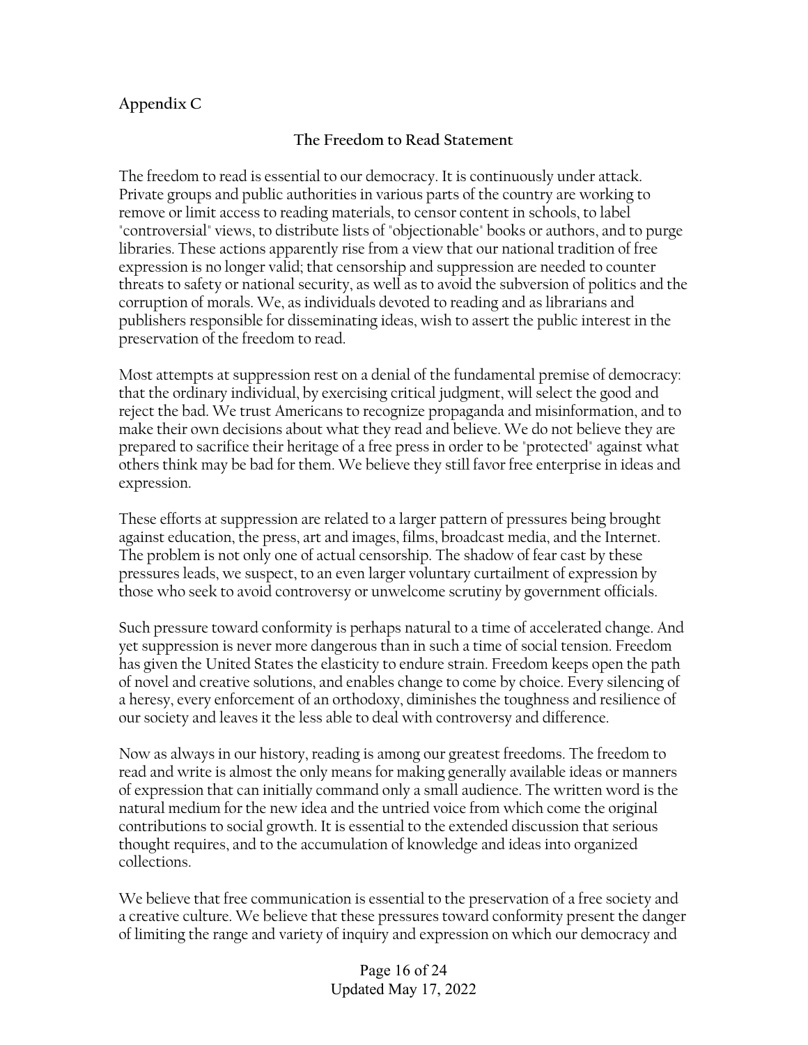## Appendix C

### The Freedom to Read Statement

The freedom to read is essential to our democracy. It is continuously under attack. Private groups and public authorities in various parts of the country are working to remove or limit access to reading materials, to censor content in schools, to label "controversial" views, to distribute lists of "objectionable" books or authors, and to purge libraries. These actions apparently rise from a view that our national tradition of free expression is no longer valid; that censorship and suppression are needed to counter threats to safety or national security, as well as to avoid the subversion of politics and the corruption of morals. We, as individuals devoted to reading and as librarians and publishers responsible for disseminating ideas, wish to assert the public interest in the preservation of the freedom to read.

Most attempts at suppression rest on a denial of the fundamental premise of democracy: that the ordinary individual, by exercising critical judgment, will select the good and reject the bad. We trust Americans to recognize propaganda and misinformation, and to make their own decisions about what they read and believe. We do not believe they are prepared to sacrifice their heritage of a free press in order to be "protected" against what others think may be bad for them. We believe they still favor free enterprise in ideas and expression.

These efforts at suppression are related to a larger pattern of pressures being brought against education, the press, art and images, films, broadcast media, and the Internet. The problem is not only one of actual censorship. The shadow of fear cast by these pressures leads, we suspect, to an even larger voluntary curtailment of expression by those who seek to avoid controversy or unwelcome scrutiny by government officials.

Such pressure toward conformity is perhaps natural to a time of accelerated change. And yet suppression is never more dangerous than in such a time of social tension. Freedom has given the United States the elasticity to endure strain. Freedom keeps open the path of novel and creative solutions, and enables change to come by choice. Every silencing of a heresy, every enforcement of an orthodoxy, diminishes the toughness and resilience of our society and leaves it the less able to deal with controversy and difference.

Now as always in our history, reading is among our greatest freedoms. The freedom to read and write is almost the only means for making generally available ideas or manners of expression that can initially command only a small audience. The written word is the natural medium for the new idea and the untried voice from which come the original contributions to social growth. It is essential to the extended discussion that serious thought requires, and to the accumulation of knowledge and ideas into organized collections.

We believe that free communication is essential to the preservation of a free society and a creative culture. We believe that these pressures toward conformity present the danger of limiting the range and variety of inquiry and expression on which our democracy and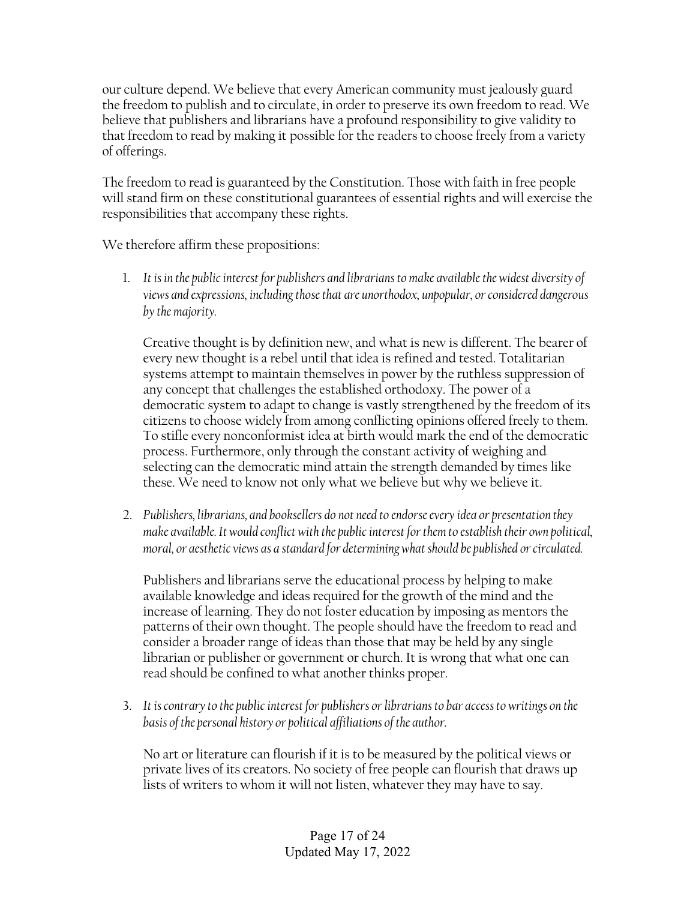our culture depend. We believe that every American community must jealously guard the freedom to publish and to circulate, in order to preserve its own freedom to read. We believe that publishers and librarians have a profound responsibility to give validity to that freedom to read by making it possible for the readers to choose freely from a variety of offerings.

The freedom to read is guaranteed by the Constitution. Those with faith in free people will stand firm on these constitutional guarantees of essential rights and will exercise the responsibilities that accompany these rights.

We therefore affirm these propositions:

1. *It is in the public interest for publishers and librarians to make available the widest diversity of views and expressions, including those that are unorthodox, unpopular, or considered dangerous by the majority.*

   Creative thought is by definition new, and what is new is different. The bearer of every new thought is a rebel until that idea is refined and tested. Totalitarian systems attempt to maintain themselves in power by the ruthless suppression of any concept that challenges the established orthodoxy. The power of a democratic system to adapt to change is vastly strengthened by the freedom of its citizens to choose widely from among conflicting opinions offered freely to them. To stifle every nonconformist idea at birth would mark the end of the democratic process. Furthermore, only through the constant activity of weighing and selecting can the democratic mind attain the strength demanded by times like these. We need to know not only what we believe but why we believe it.

2. *Publishers, librarians, and booksellers do not need to endorse every idea or presentation they make available. It would conflict with the public interest for them to establish their own political, moral, or aesthetic views as a standard for determining what should be published or circulated.*

   Publishers and librarians serve the educational process by helping to make available knowledge and ideas required for the growth of the mind and the increase of learning. They do not foster education by imposing as mentors the patterns of their own thought. The people should have the freedom to read and consider a broader range of ideas than those that may be held by any single librarian or publisher or government or church. It is wrong that what one can read should be confined to what another thinks proper.

3. *It is contrary to the public interest for publishers or librarians to bar access to writings on the basis of the personal history or political affiliations of the author.*

   No art or literature can flourish if it is to be measured by the political views or private lives of its creators. No society of free people can flourish that draws up lists of writers to whom it will not listen, whatever they may have to say.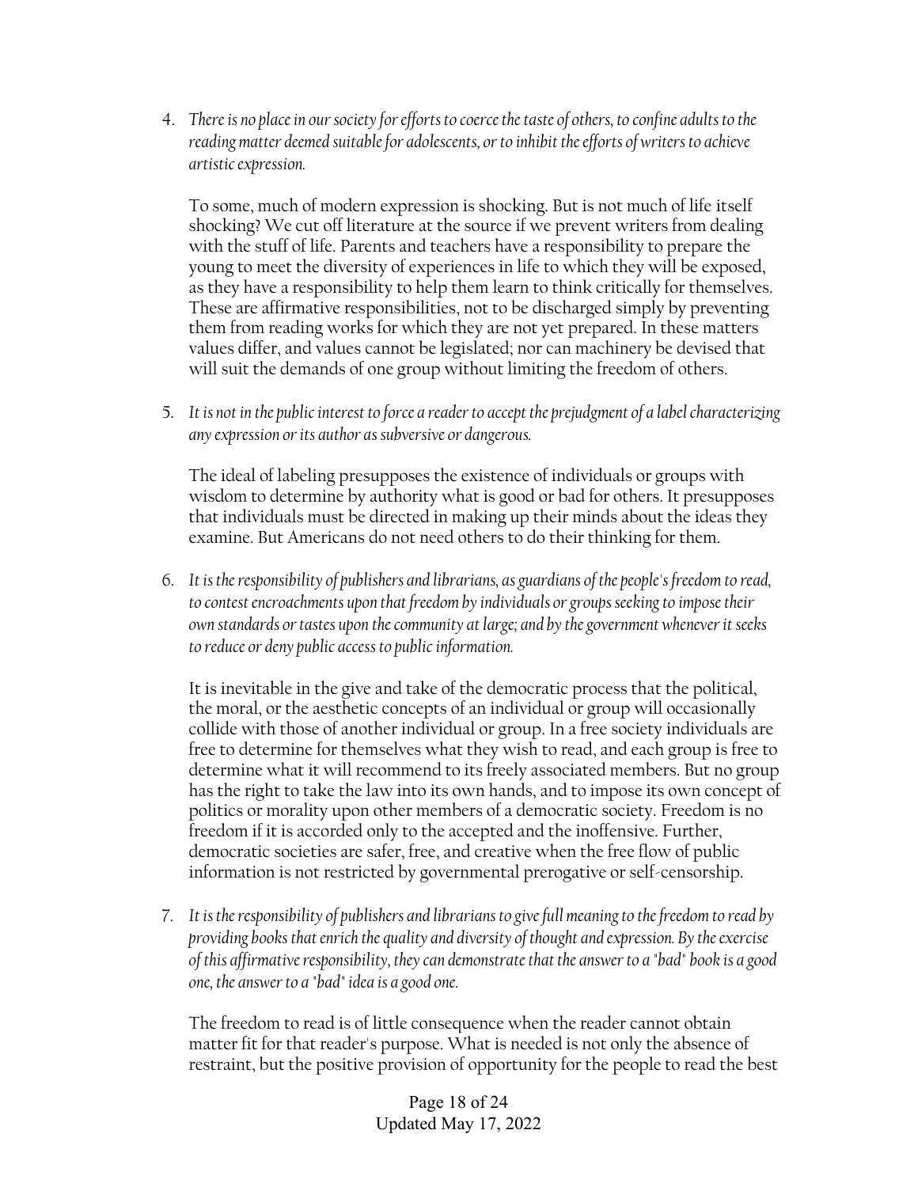4. *There is no place in our society for efforts to coerce the taste of others, to confine adults to the reading matter deemed suitable for adolescents, or to inhibit the efforts of writers to achieve artistic expression.*

   To some, much of modern expression is shocking. But is not much of life itself shocking? We cut off literature at the source if we prevent writers from dealing with the stuff of life. Parents and teachers have a responsibility to prepare the young to meet the diversity of experiences in life to which they will be exposed, as they have a responsibility to help them learn to think critically for themselves. These are affirmative responsibilities, not to be discharged simply by preventing them from reading works for which they are not yet prepared. In these matters values differ, and values cannot be legislated; nor can machinery be devised that will suit the demands of one group without limiting the freedom of others.

5. *It is not in the public interest to force a reader to accept the prejudgment of a label characterizing any expression or its author as subversive or dangerous.*

   The ideal of labeling presupposes the existence of individuals or groups with wisdom to determine by authority what is good or bad for others. It presupposes that individuals must be directed in making up their minds about the ideas they examine. But Americans do not need others to do their thinking for them.

6. *It is the responsibility of publishers and librarians, as guardians of the people's freedom to read, to contest encroachments upon that freedom by individuals or groups seeking to impose their own standards or tastes upon the community at large; and by the government whenever it seeks to reduce or deny public access to public information.*

   It is inevitable in the give and take of the democratic process that the political, the moral, or the aesthetic concepts of an individual or group will occasionally collide with those of another individual or group. In a free society individuals are free to determine for themselves what they wish to read, and each group is free to determine what it will recommend to its freely associated members. But no group has the right to take the law into its own hands, and to impose its own concept of politics or morality upon other members of a democratic society. Freedom is no freedom if it is accorded only to the accepted and the inoffensive. Further, democratic societies are safer, free, and creative when the free flow of public information is not restricted by governmental prerogative or self-censorship.

7. *It is the responsibility of publishers and librarians to give full meaning to the freedom to read by providing books that enrich the quality and diversity of thought and expression. By the exercise of this affirmative responsibility, they can demonstrate that the answer to a "bad" book is a good one, the answer to a "bad" idea is a good one.*

   The freedom to read is of little consequence when the reader cannot obtain matter fit for that reader's purpose. What is needed is not only the absence of restraint, but the positive provision of opportunity for the people to read the best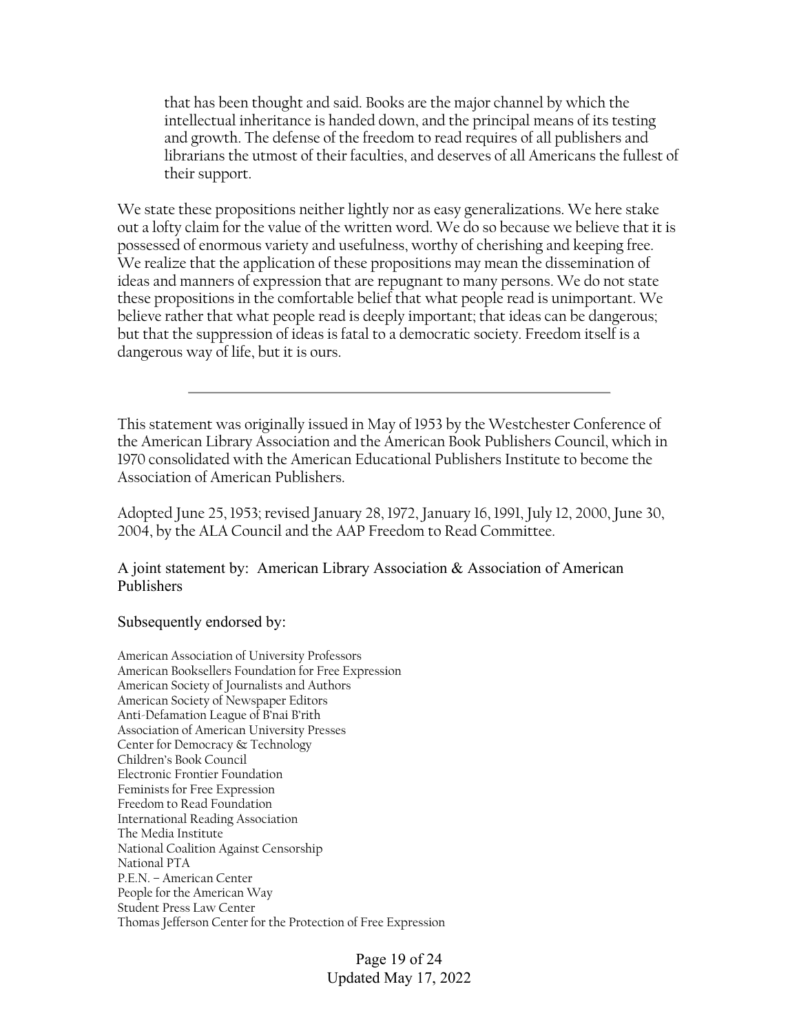that has been thought and said. Books are the major channel by which the intellectual inheritance is handed down, and the principal means of its testing and growth. The defense of the freedom to read requires of all publishers and librarians the utmost of their faculties, and deserves of all Americans the fullest of their support.

We state these propositions neither lightly nor as easy generalizations. We here stake out a lofty claim for the value of the written word. We do so because we believe that it is possessed of enormous variety and usefulness, worthy of cherishing and keeping free. We realize that the application of these propositions may mean the dissemination of ideas and manners of expression that are repugnant to many persons. We do not state these propositions in the comfortable belief that what people read is unimportant. We believe rather that what people read is deeply important; that ideas can be dangerous; but that the suppression of ideas is fatal to a democratic society. Freedom itself is a dangerous way of life, but it is ours.

---

This statement was originally issued in May of 1953 by the Westchester Conference of the American Library Association and the American Book Publishers Council, which in 1970 consolidated with the American Educational Publishers Institute to become the Association of American Publishers.

Adopted June 25, 1953; revised January 28, 1972, January 16, 1991, July 12, 2000, June 30, 2004, by the ALA Council and the AAP Freedom to Read Committee.

A joint statement by: American Library Association & Association of American Publishers

Subsequently endorsed by:

American Association of University Professors
American Booksellers Foundation for Free Expression
American Society of Journalists and Authors
American Society of Newspaper Editors
Anti-Defamation League of B'nai B'rith
Association of American University Presses
Center for Democracy & Technology
Children's Book Council
Electronic Frontier Foundation
Feminists for Free Expression
Freedom to Read Foundation
International Reading Association
The Media Institute
National Coalition Against Censorship
National PTA
P.E.N. – American Center
People for the American Way
Student Press Law Center
Thomas Jefferson Center for the Protection of Free Expression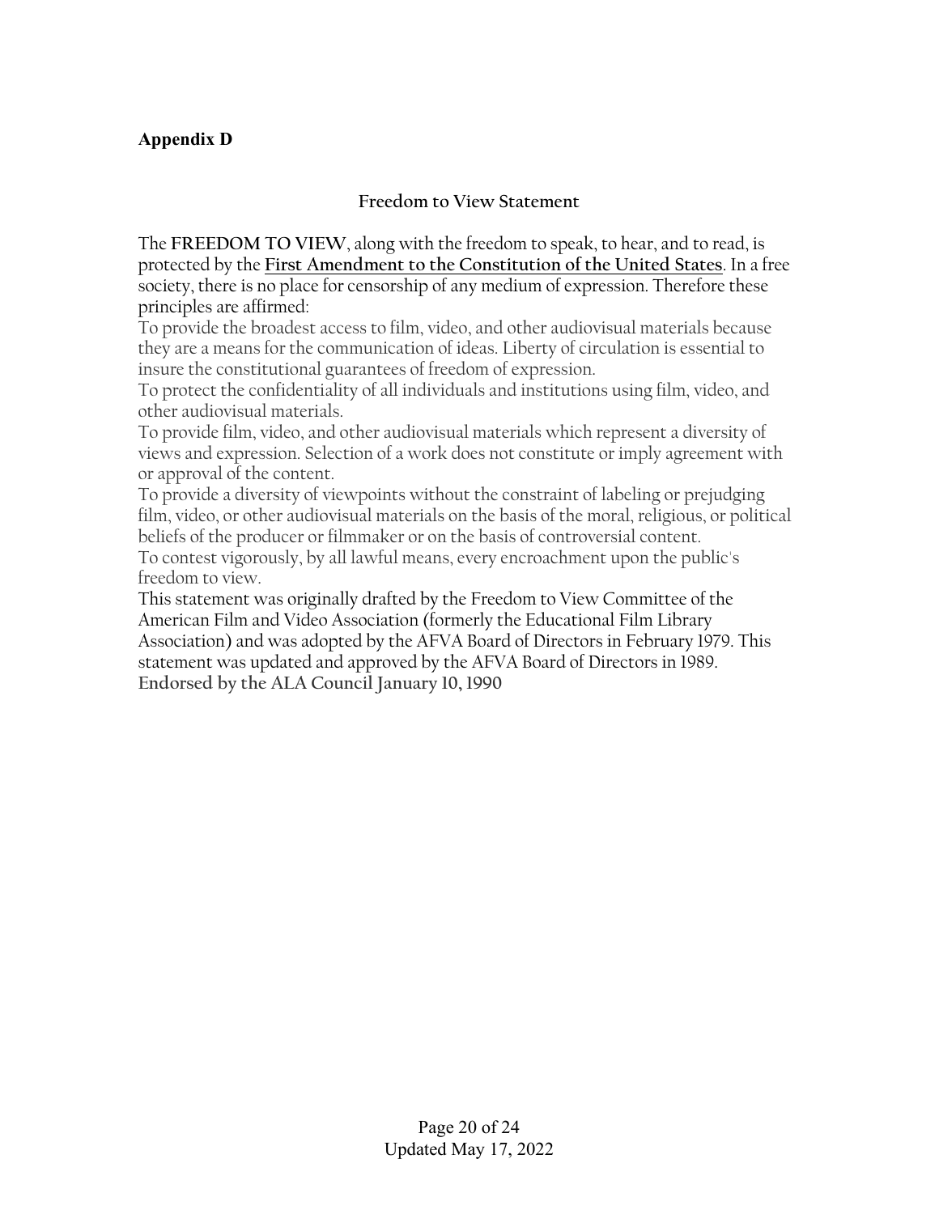## Appendix D

### Freedom to View Statement

The **FREEDOM TO VIEW**, along with the freedom to speak, to hear, and to read, is protected by the **First Amendment to the Constitution of the United States**. In a free society, there is no place for censorship of any medium of expression. Therefore these principles are affirmed:

To provide the broadest access to film, video, and other audiovisual materials because they are a means for the communication of ideas. Liberty of circulation is essential to insure the constitutional guarantees of freedom of expression.

To protect the confidentiality of all individuals and institutions using film, video, and other audiovisual materials.

To provide film, video, and other audiovisual materials which represent a diversity of views and expression. Selection of a work does not constitute or imply agreement with or approval of the content.

To provide a diversity of viewpoints without the constraint of labeling or prejudging film, video, or other audiovisual materials on the basis of the moral, religious, or political beliefs of the producer or filmmaker or on the basis of controversial content.

To contest vigorously, by all lawful means, every encroachment upon the public's freedom to view.

This statement was originally drafted by the Freedom to View Committee of the American Film and Video Association (formerly the Educational Film Library Association) and was adopted by the AFVA Board of Directors in February 1979. This statement was updated and approved by the AFVA Board of Directors in 1989.

**Endorsed by the ALA Council January 10, 1990**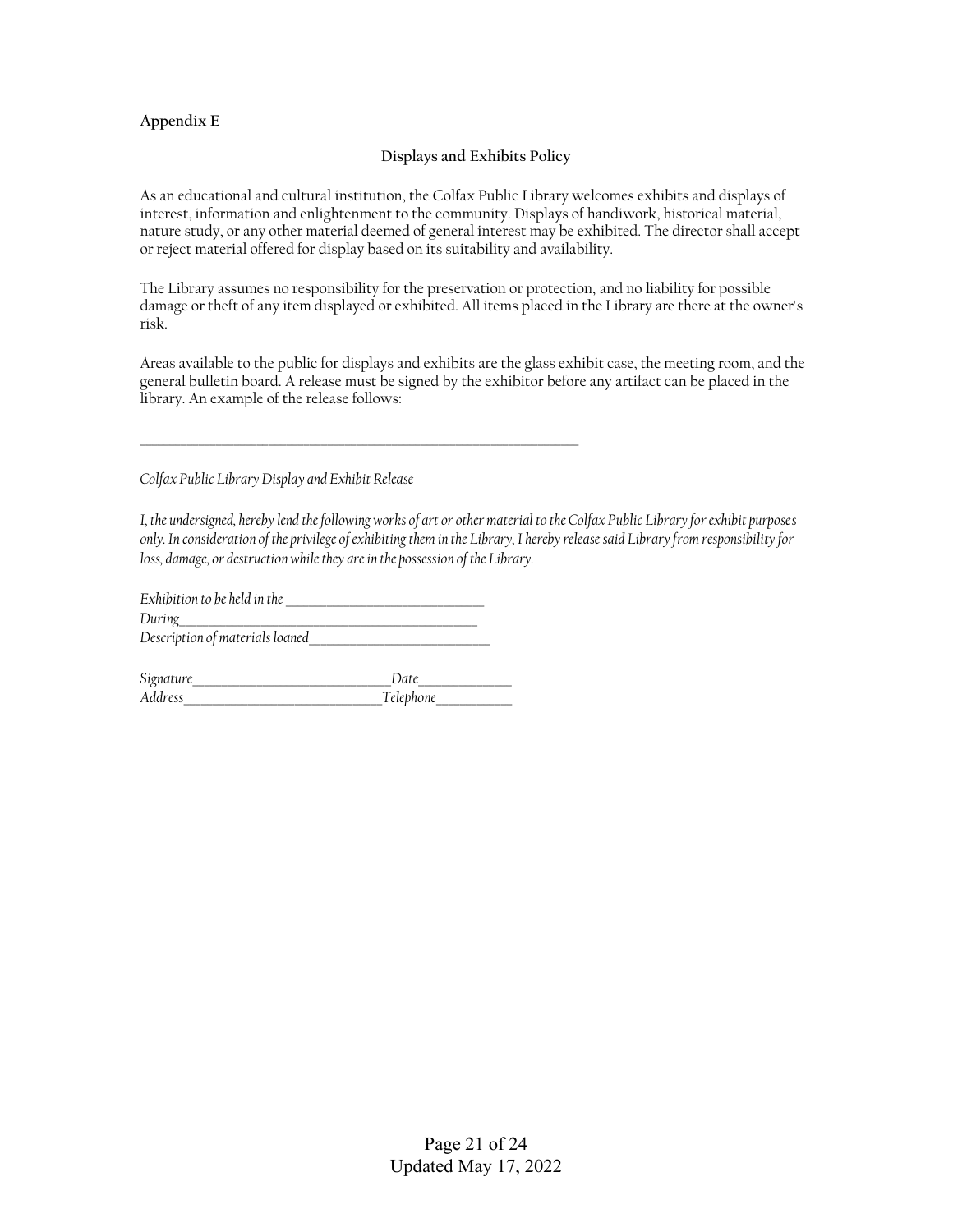**Appendix E**

## Displays and Exhibits Policy

As an educational and cultural institution, the Colfax Public Library welcomes exhibits and displays of interest, information and enlightenment to the community. Displays of handiwork, historical material, nature study, or any other material deemed of general interest may be exhibited. The director shall accept or reject material offered for display based on its suitability and availability.

The Library assumes no responsibility for the preservation or protection, and no liability for possible damage or theft of any item displayed or exhibited. All items placed in the Library are there at the owner's risk.

Areas available to the public for displays and exhibits are the glass exhibit case, the meeting room, and the general bulletin board. A release must be signed by the exhibitor before any artifact can be placed in the library. An example of the release follows:

---

*Colfax Public Library Display and Exhibit Release*

*I, the undersigned, hereby lend the following works of art or other material to the Colfax Public Library for exhibit purposes only. In consideration of the privilege of exhibiting them in the Library, I hereby release said Library from responsibility for loss, damage, or destruction while they are in the possession of the Library.*

*Exhibition to be held in the* ______________________________
*During*______________________________________________
*Description of materials loaned*____________________________

*Signature*______________________________*Date*______________
*Address*______________________________*Telephone*___________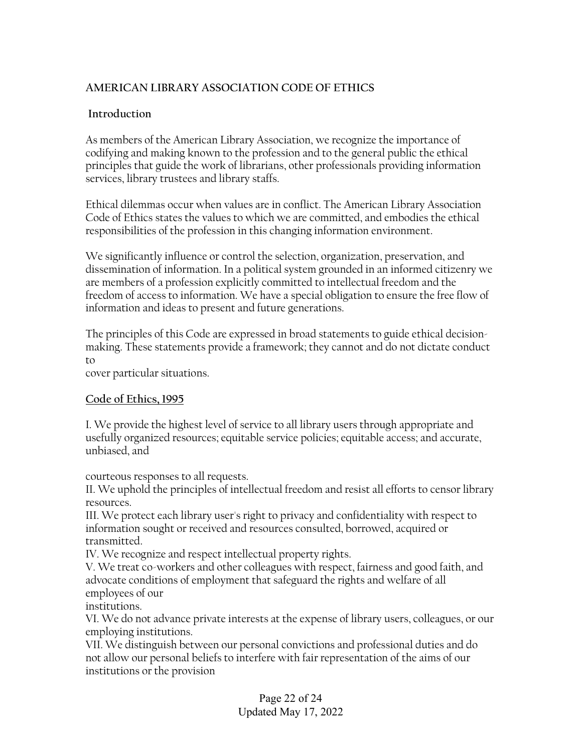## AMERICAN LIBRARY ASSOCIATION CODE OF ETHICS

### Introduction

As members of the American Library Association, we recognize the importance of codifying and making known to the profession and to the general public the ethical principles that guide the work of librarians, other professionals providing information services, library trustees and library staffs.

Ethical dilemmas occur when values are in conflict. The American Library Association Code of Ethics states the values to which we are committed, and embodies the ethical responsibilities of the profession in this changing information environment.

We significantly influence or control the selection, organization, preservation, and dissemination of information. In a political system grounded in an informed citizenry we are members of a profession explicitly committed to intellectual freedom and the freedom of access to information. We have a special obligation to ensure the free flow of information and ideas to present and future generations.

The principles of this Code are expressed in broad statements to guide ethical decision-making. These statements provide a framework; they cannot and do not dictate conduct to cover particular situations.

### Code of Ethics, 1995

I. We provide the highest level of service to all library users through appropriate and usefully organized resources; equitable service policies; equitable access; and accurate, unbiased, and courteous responses to all requests.

II. We uphold the principles of intellectual freedom and resist all efforts to censor library resources.

III. We protect each library user's right to privacy and confidentiality with respect to information sought or received and resources consulted, borrowed, acquired or transmitted.

IV. We recognize and respect intellectual property rights.

V. We treat co-workers and other colleagues with respect, fairness and good faith, and advocate conditions of employment that safeguard the rights and welfare of all employees of our institutions.

VI. We do not advance private interests at the expense of library users, colleagues, or our employing institutions.

VII. We distinguish between our personal convictions and professional duties and do not allow our personal beliefs to interfere with fair representation of the aims of our institutions or the provision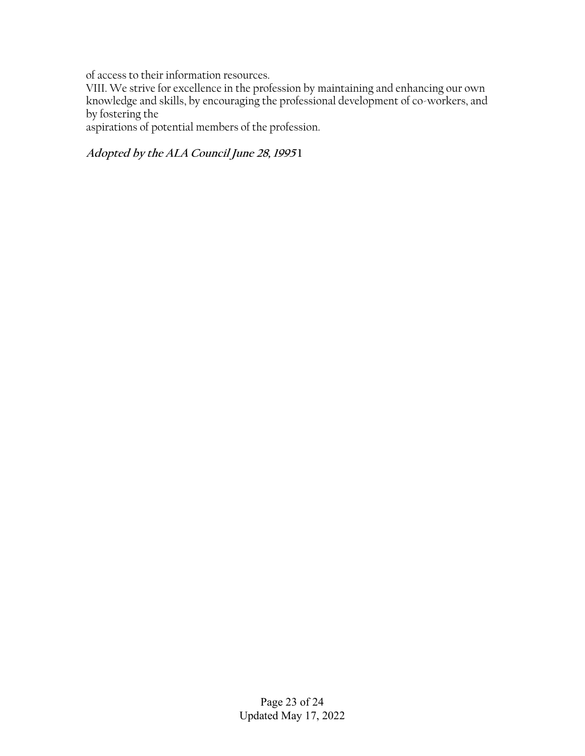of access to their information resources.
VIII. We strive for excellence in the profession by maintaining and enhancing our own knowledge and skills, by encouraging the professional development of co-workers, and by fostering the aspirations of potential members of the profession.

***Adopted by the ALA Council June 28, 1995*** [1]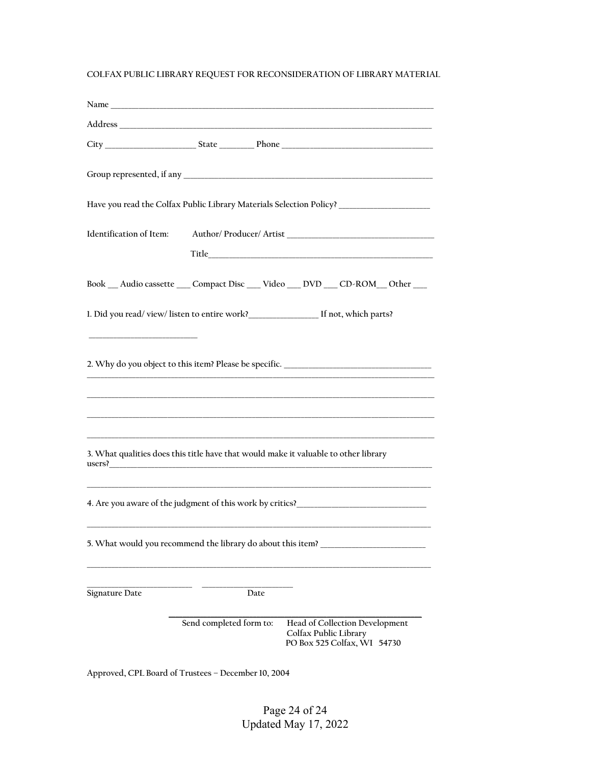COLFAX PUBLIC LIBRARY REQUEST FOR RECONSIDERATION OF LIBRARY MATERIAL

Name ______________________________________________________________________________

Address ____________________________________________________________________________

City ____________________ State ________ Phone _________________________________

Group represented, if any ___________________________________________________________

Have you read the Colfax Public Library Materials Selection Policy? ____________________

Identification of Item: Author/ Producer/ Artist _________________________________

Title______________________________________________________

Book __ Audio cassette ___ Compact Disc ___ Video ___ DVD ___ CD-ROM__ Other ___

1. Did you read/ view/ listen to entire work?_______________ If not, which parts?

________________________

2. Why do you object to this item? Please be specific. _________________________________
_____________________________________________________________________________

_____________________________________________________________________________

_____________________________________________________________________________

_____________________________________________________________________________

3. What qualities does this title have that would make it valuable to other library users?______________________________________________________________________

_____________________________________________________________________________

4. Are you aware of the judgment of this work by critics?_____________________________

_____________________________________________________________________________

5. What would you recommend the library do about this item? ________________________

_____________________________________________________________________________

________________________ _____________________

Signature Date Date

Send completed form to: Head of Collection Development
Colfax Public Library
PO Box 525 Colfax, WI 54730

Approved, CPL Board of Trustees – December 10, 2004

Updated May 17, 2022